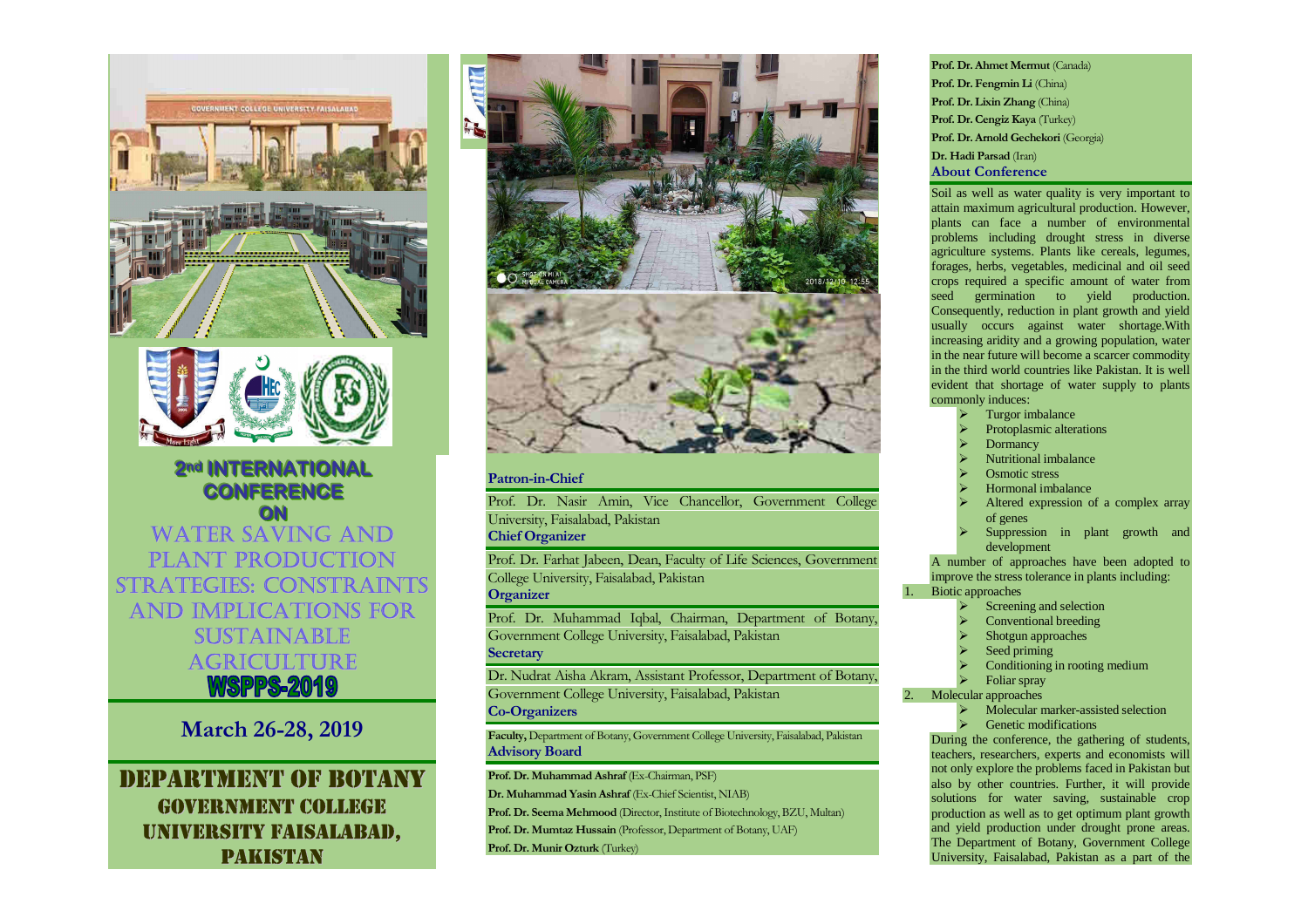# 2nd INTERNATIONAL CONFERENCE ON

# WATER SAVING AND PLANT PRODUCTION STRATEGIES: CONSTRAINTS AND IMPLICATIONS FOR SUSTAINABLE AGRICULTURE

# WSPPS-2019

## March 26-28, 2019

## DEPARTMENT OF BOTANY GOVERNMENT COLLEGE UNIVERSITY FAISALABAD, PAKISTAN

### Patron-in-Chief

Prof. Dr. Nasir Amin, Vice Chancellor, Government College University, Faisalabad, Pakistan

### Chief Organizer

Prof. Dr. Farhat Jabeen, Dean, Faculty of Life Sciences, Government College University, Faisalabad, Pakistan

### Organizer

Prof. Dr. Muhammad Iqbal, Chairman, Department of Botany, Government College University, Faisalabad, Pakistan

### Secretary

Dr. Nudrat Aisha Akram, Assistant Professor, Department of Botany, Government College University, Faisalabad, Pakistan

### Co-Organizers

**Faculty,** Department of Botany, Government College University, Faisalabad, Pakistan

### Advisory Board

**Prof. Dr. Muhammad Ashraf** (Ex-Chairman, PSF)

**Dr. Muhammad Yasin Ashraf** (Ex-Chief Scientist, NIAB)

**Prof. Dr. Seema Mehmood** (Director, Institute of Biotechnology, BZU, Multan)

**Prof. Dr. Mumtaz Hussain** (Professor, Department of Botany, UAF)

**Prof. Dr. Munir Ozturk** (Turkey)

**Prof. Dr. Ahmet Mermut** (Canada)

**Prof. Dr. Fengmin Li** (China)

**Prof. Dr. Lixin Zhang** (China)

**Prof. Dr. Cengiz Kaya** (Turkey)

**Prof. Dr. Arnold Gechekori** (Georgia)

**Dr. Hadi Parsad** (Iran)

### About Conference

Soil as well as water quality is very important to attain maximum agricultural production. However, plants can face a number of environmental problems including drought stress in diverse agriculture systems. Plants like cereals, legumes, forages, herbs, vegetables, medicinal and oil seed crops required a specific amount of water from seed germination to yield production. Consequently, reduction in plant growth and yield usually occurs against water shortage.With increasing aridity and a growing population, water in the near future will become a scarcer commodity in the third world countries like Pakistan. It is well evident that shortage of water supply to plants commonly induces:

- Turgor imbalance
- Protoplasmic alterations
- Dormancy
- Nutritional imbalance
- Osmotic stress
- Hormonal imbalance
- Altered expression of a complex array of genes
- Suppression in plant growth and development

A number of approaches have been adopted to improve the stress tolerance in plants including:

1. Biotic approaches
   - Screening and selection
   - Conventional breeding
   - Shotgun approaches
   - Seed priming
   - Conditioning in rooting medium
   - Foliar spray
2. Molecular approaches
   - Molecular marker-assisted selection
   - Genetic modifications

During the conference, the gathering of students, teachers, researchers, experts and economists will not only explore the problems faced in Pakistan but also by other countries. Further, it will provide solutions for water saving, sustainable crop production as well as to get optimum plant growth and yield production under drought prone areas. The Department of Botany, Government College University, Faisalabad, Pakistan as a part of the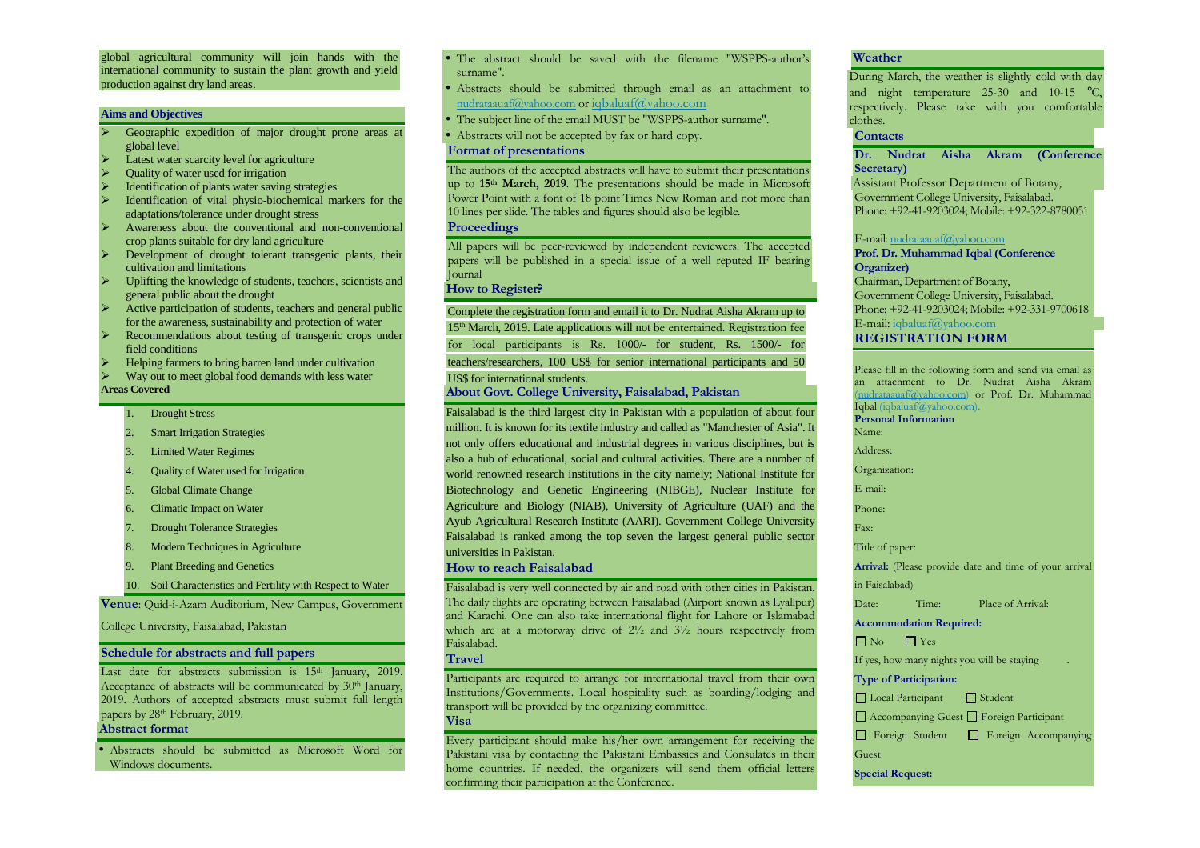global agricultural community will join hands with the international community to sustain the plant growth and yield production against dry land areas.

## Aims and Objectives

- Geographic expedition of major drought prone areas at global level
- Latest water scarcity level for agriculture
- Quality of water used for irrigation
- Identification of plants water saving strategies
- Identification of vital physio-biochemical markers for the adaptations/tolerance under drought stress
- Awareness about the conventional and non-conventional crop plants suitable for dry land agriculture
- Development of drought tolerant transgenic plants, their cultivation and limitations
- Uplifting the knowledge of students, teachers, scientists and general public about the drought
- Active participation of students, teachers and general public for the awareness, sustainability and protection of water
- Recommendations about testing of transgenic crops under field conditions
- Helping farmers to bring barren land under cultivation
- Way out to meet global food demands with less water

## Areas Covered

1. Drought Stress
2. Smart Irrigation Strategies
3. Limited Water Regimes
4. Quality of Water used for Irrigation
5. Global Climate Change
6. Climatic Impact on Water
7. Drought Tolerance Strategies
8. Modern Techniques in Agriculture
9. Plant Breeding and Genetics
10. Soil Characteristics and Fertility with Respect to Water

**Venue**: Quid-i-Azam Auditorium, New Campus, Government College University, Faisalabad, Pakistan

## Schedule for abstracts and full papers

Last date for abstracts submission is 15th January, 2019. Acceptance of abstracts will be communicated by 30th January, 2019. Authors of accepted abstracts must submit full length papers by 28th February, 2019.

## Abstract format

- Abstracts should be submitted as Microsoft Word for Windows documents.
- The abstract should be saved with the filename "WSPPS-author's surname".
- Abstracts should be submitted through email as an attachment to nudrataauaf@yahoo.com or iqbaluaf@yahoo.com
- The subject line of the email MUST be "WSPPS-author surname".
- Abstracts will not be accepted by fax or hard copy.

## Format of presentations

The authors of the accepted abstracts will have to submit their presentations up to **15th March, 2019**. The presentations should be made in Microsoft Power Point with a font of 18 point Times New Roman and not more than 10 lines per slide. The tables and figures should also be legible.

## Proceedings

All papers will be peer-reviewed by independent reviewers. The accepted papers will be published in a special issue of a well reputed IF bearing Journal

## How to Register?

Complete the registration form and email it to Dr. Nudrat Aisha Akram up to 15th March, 2019. Late applications will not be entertained. Registration fee for local participants is Rs. 1000/- for student, Rs. 1500/- for teachers/researchers, 100 US$ for senior international participants and 50 US$ for international students.

## About Govt. College University, Faisalabad, Pakistan

Faisalabad is the third largest city in Pakistan with a population of about four million. It is known for its textile industry and called as "Manchester of Asia". It not only offers educational and industrial degrees in various disciplines, but is also a hub of educational, social and cultural activities. There are a number of world renowned research institutions in the city namely; National Institute for Biotechnology and Genetic Engineering (NIBGE), Nuclear Institute for Agriculture and Biology (NIAB), University of Agriculture (UAF) and the Ayub Agricultural Research Institute (AARI). Government College University Faisalabad is ranked among the top seven the largest general public sector universities in Pakistan.

## How to reach Faisalabad

Faisalabad is very well connected by air and road with other cities in Pakistan. The daily flights are operating between Faisalabad (Airport known as Lyallpur) and Karachi. One can also take international flight for Lahore or Islamabad which are at a motorway drive of 2½ and 3½ hours respectively from Faisalabad.

## Travel

Participants are required to arrange for international travel from their own Institutions/Governments. Local hospitality such as boarding/lodging and transport will be provided by the organizing committee.

## Visa

Every participant should make his/her own arrangement for receiving the Pakistani visa by contacting the Pakistani Embassies and Consulates in their home countries. If needed, the organizers will send them official letters confirming their participation at the Conference.

## Weather

During March, the weather is slightly cold with day and night temperature 25-30 and 10-15 °C, respectively. Please take with you comfortable clothes.

## Contacts

**Dr. Nudrat Aisha Akram (Conference Secretary)**
Assistant Professor Department of Botany,
Government College University, Faisalabad.
Phone: +92-41-9203024; Mobile: +92-322-8780051

E-mail: nudrataauaf@yahoo.com

**Prof. Dr. Muhammad Iqbal (Conference Organizer)**
Chairman, Department of Botany,
Government College University, Faisalabad.
Phone: +92-41-9203024; Mobile: +92-331-9700618
E-mail: iqbaluaf@yahoo.com

## REGISTRATION FORM

Please fill in the following form and send via email as an attachment to Dr. Nudrat Aisha Akram (nudrataauaf@yahoo.com) or Prof. Dr. Muhammad Iqbal (iqbaluaf@yahoo.com).

**Personal Information**

Name:

Address:

Organization:

E-mail:

Phone:

Fax:

Title of paper:

**Arrival:** (Please provide date and time of your arrival in Faisalabad)

Date: Time: Place of Arrival:

**Accommodation Required:**

☐ No ☐ Yes

If yes, how many nights you will be staying .

**Type of Participation:**

☐ Local Participant ☐ Student

☐ Accompanying Guest ☐ Foreign Participant

☐ Foreign Student ☐ Foreign Accompanying Guest

**Special Request:**